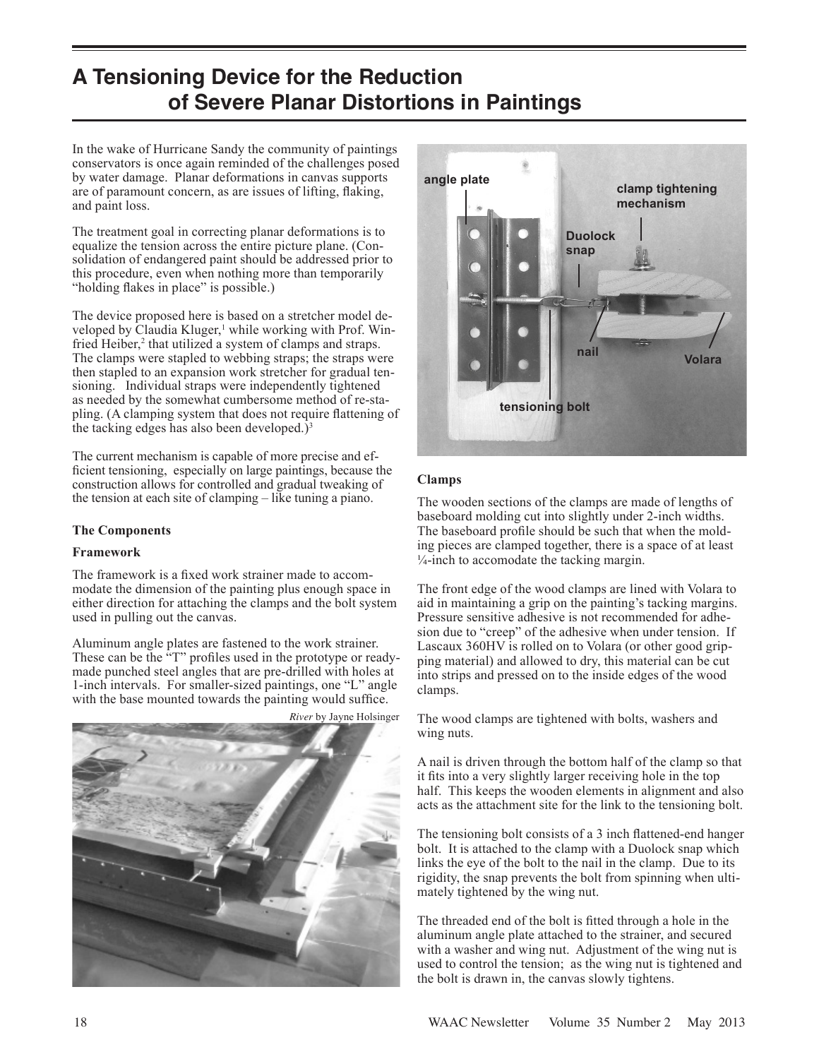# A Tensioning Device for the Reduction of Severe Planar Distortions in Paintings

In the wake of Hurricane Sandy the community of paintings conservators is once again reminded of the challenges posed by water damage. Planar deformations in canvas supports are of paramount concern, as are issues of lifting, flaking, and paint loss.

The treatment goal in correcting planar deformations is to equalize the tension across the entire picture plane. (Consolidation of endangered paint should be addressed prior to this procedure, even when nothing more than temporarily "holding flakes in place" is possible.)

The device proposed here is based on a stretcher model developed by Claudia Kluger,[1] while working with Prof. Winfried Heiber,[2] that utilized a system of clamps and straps. The clamps were stapled to webbing straps; the straps were then stapled to an expansion work stretcher for gradual tensioning. Individual straps were independently tightened as needed by the somewhat cumbersome method of re-stapling. (A clamping system that does not require flattening of the tacking edges has also been developed.)[3]

The current mechanism is capable of more precise and efficient tensioning, especially on large paintings, because the construction allows for controlled and gradual tweaking of the tension at each site of clamping – like tuning a piano.

**The Components**

**Framework**

The framework is a fixed work strainer made to accommodate the dimension of the painting plus enough space in either direction for attaching the clamps and the bolt system used in pulling out the canvas.

Aluminum angle plates are fastened to the work strainer. These can be the "T" profiles used in the prototype or ready-made punched steel angles that are pre-drilled with holes at 1-inch intervals. For smaller-sized paintings, one "L" angle with the base mounted towards the painting would suffice.

*River* by Jayne Holsinger

angle plate | clamp tightening mechanism | Duolock snap | nail | Volara | tensioning bolt

**Clamps**

The wooden sections of the clamps are made of lengths of baseboard molding cut into slightly under 2-inch widths. The baseboard profile should be such that when the molding pieces are clamped together, there is a space of at least ¼-inch to accomodate the tacking margin.

The front edge of the wood clamps are lined with Volara to aid in maintaining a grip on the painting's tacking margins. Pressure sensitive adhesive is not recommended for adhesion due to "creep" of the adhesive when under tension. If Lascaux 360HV is rolled on to Volara (or other good gripping material) and allowed to dry, this material can be cut into strips and pressed on to the inside edges of the wood clamps.

The wood clamps are tightened with bolts, washers and wing nuts.

A nail is driven through the bottom half of the clamp so that it fits into a very slightly larger receiving hole in the top half. This keeps the wooden elements in alignment and also acts as the attachment site for the link to the tensioning bolt.

The tensioning bolt consists of a 3 inch flattened-end hanger bolt. It is attached to the clamp with a Duolock snap which links the eye of the bolt to the nail in the clamp. Due to its rigidity, the snap prevents the bolt from spinning when ultimately tightened by the wing nut.

The threaded end of the bolt is fitted through a hole in the aluminum angle plate attached to the strainer, and secured with a washer and wing nut. Adjustment of the wing nut is used to control the tension; as the wing nut is tightened and the bolt is drawn in, the canvas slowly tightens.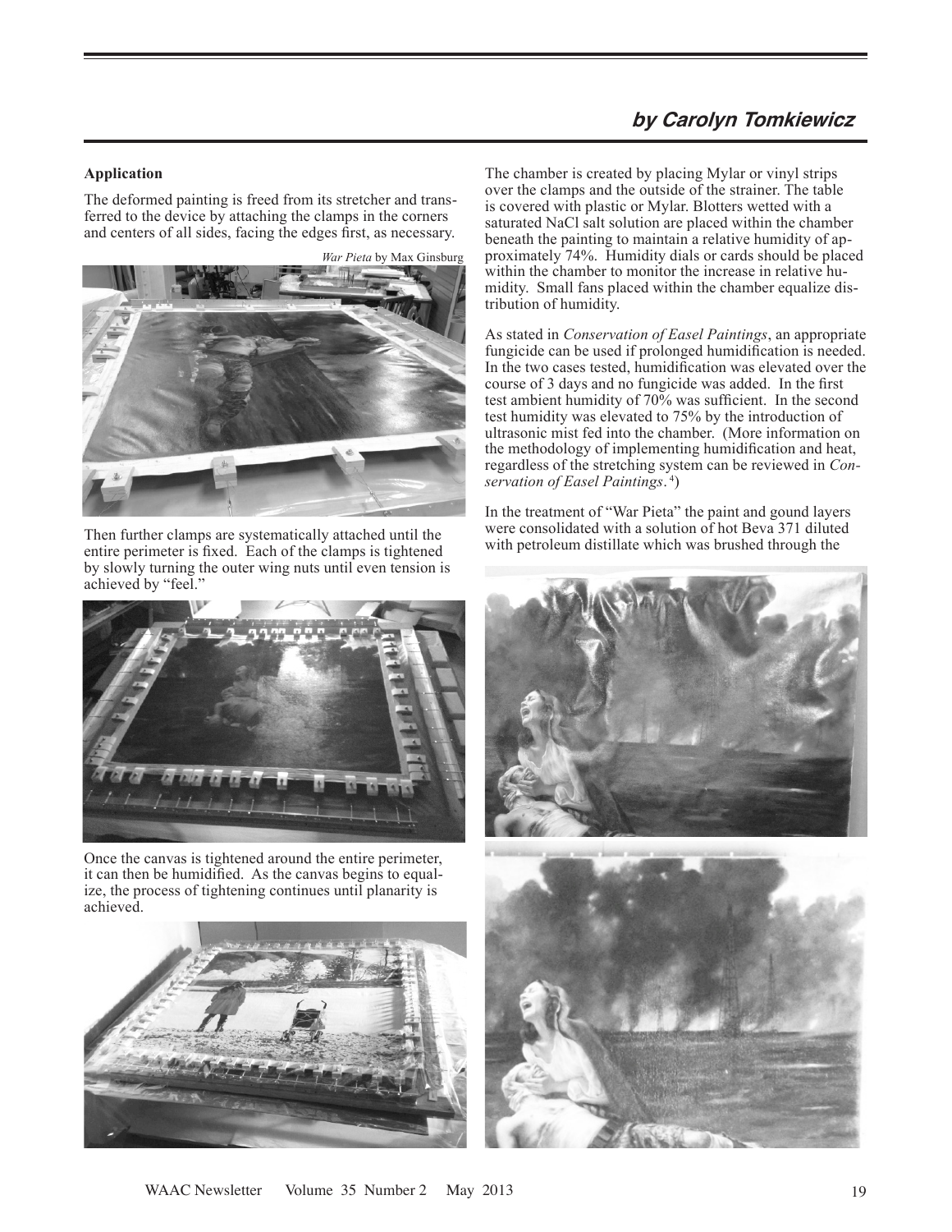### Application

The deformed painting is freed from its stretcher and transferred to the device by attaching the clamps in the corners and centers of all sides, facing the edges first, as necessary.

*War Pieta* by Max Ginsburg

Then further clamps are systematically attached until the entire perimeter is fixed. Each of the clamps is tightened by slowly turning the outer wing nuts until even tension is achieved by "feel."

Once the canvas is tightened around the entire perimeter, it can then be humidified. As the canvas begins to equalize, the process of tightening continues until planarity is achieved.

The chamber is created by placing Mylar or vinyl strips over the clamps and the outside of the strainer. The table is covered with plastic or Mylar. Blotters wetted with a saturated NaCl salt solution are placed within the chamber beneath the painting to maintain a relative humidity of approximately 74%. Humidity dials or cards should be placed within the chamber to monitor the increase in relative humidity. Small fans placed within the chamber equalize distribution of humidity.

As stated in *Conservation of Easel Paintings*, an appropriate fungicide can be used if prolonged humidification is needed. In the two cases tested, humidification was elevated over the course of 3 days and no fungicide was added. In the first test ambient humidity of 70% was sufficient. In the second test humidity was elevated to 75% by the introduction of ultrasonic mist fed into the chamber. (More information on the methodology of implementing humidification and heat, regardless of the stretching system can be reviewed in *Conservation of Easel Paintings*.[4])

In the treatment of "War Pieta" the paint and gound layers were consolidated with a solution of hot Beva 371 diluted with petroleum distillate which was brushed through the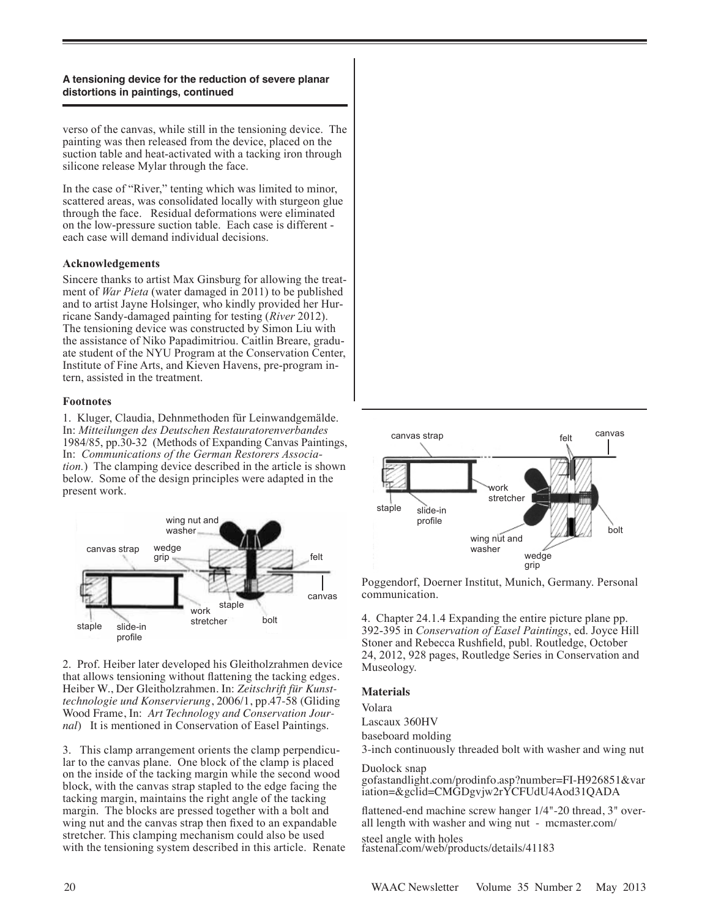**A tensioning device for the reduction of severe planar distortions in paintings, continued**

verso of the canvas, while still in the tensioning device. The painting was then released from the device, placed on the suction table and heat-activated with a tacking iron through silicone release Mylar through the face.

In the case of "River," tenting which was limited to minor, scattered areas, was consolidated locally with sturgeon glue through the face. Residual deformations were eliminated on the low-pressure suction table. Each case is different - each case will demand individual decisions.

### Acknowledgements

Sincere thanks to artist Max Ginsburg for allowing the treatment of *War Pieta* (water damaged in 2011) to be published and to artist Jayne Holsinger, who kindly provided her Hurricane Sandy-damaged painting for testing (*River* 2012). The tensioning device was constructed by Simon Liu with the assistance of Niko Papadimitriou. Caitlin Breare, graduate student of the NYU Program at the Conservation Center, Institute of Fine Arts, and Kieven Havens, pre-program intern, assisted in the treatment.

### Footnotes

1. Kluger, Claudia, Dehnmethoden für Leinwandgemälde. In: *Mitteilungen des Deutschen Restauratorenverbandes* 1984/85, pp.30-32 (Methods of Expanding Canvas Paintings, In: *Communications of the German Restorers Association.*) The clamping device described in the article is shown below. Some of the design principles were adapted in the present work.

wing nut and washer
canvas strap
wedge grip
felt
canvas
staple
work stretcher
bolt
staple
slide-in profile

2. Prof. Heiber later developed his Gleitholzrahmen device that allows tensioning without flattening the tacking edges. Heiber W., Der Gleitholzrahmen. In: *Zeitschrift für Kunsttechnologie und Konservierung*, 2006/1, pp.47-58 (Gliding Wood Frame, In: *Art Technology and Conservation Journal*) It is mentioned in Conservation of Easel Paintings.

3. This clamp arrangement orients the clamp perpendicular to the canvas plane. One block of the clamp is placed on the inside of the tacking margin while the second wood block, with the canvas strap stapled to the edge facing the tacking margin, maintains the right angle of the tacking margin. The blocks are pressed together with a bolt and wing nut and the canvas strap then fixed to an expandable stretcher. This clamping mechanism could also be used with the tensioning system described in this article. Renate

canvas strap
felt
canvas
work stretcher
staple
slide-in profile
bolt
wing nut and washer
wedge grip

Poggendorf, Doerner Institut, Munich, Germany. Personal communication.

4. Chapter 24.1.4 Expanding the entire picture plane pp. 392-395 in *Conservation of Easel Paintings*, ed. Joyce Hill Stoner and Rebecca Rushfield, publ. Routledge, October 24, 2012, 928 pages, Routledge Series in Conservation and Museology.

### Materials

Volara

Lascaux 360HV

baseboard molding

3-inch continuously threaded bolt with washer and wing nut

Duolock snap
gofastandlight.com/prodinfo.asp?number=FI-H926851&variation=&gclid=CMGDgvjw2rYCFUdU4Aod31QADA

flattened-end machine screw hanger 1/4"-20 thread, 3" overall length with washer and wing nut - mcmaster.com/

steel angle with holes
fastenal.com/web/products/details/41183